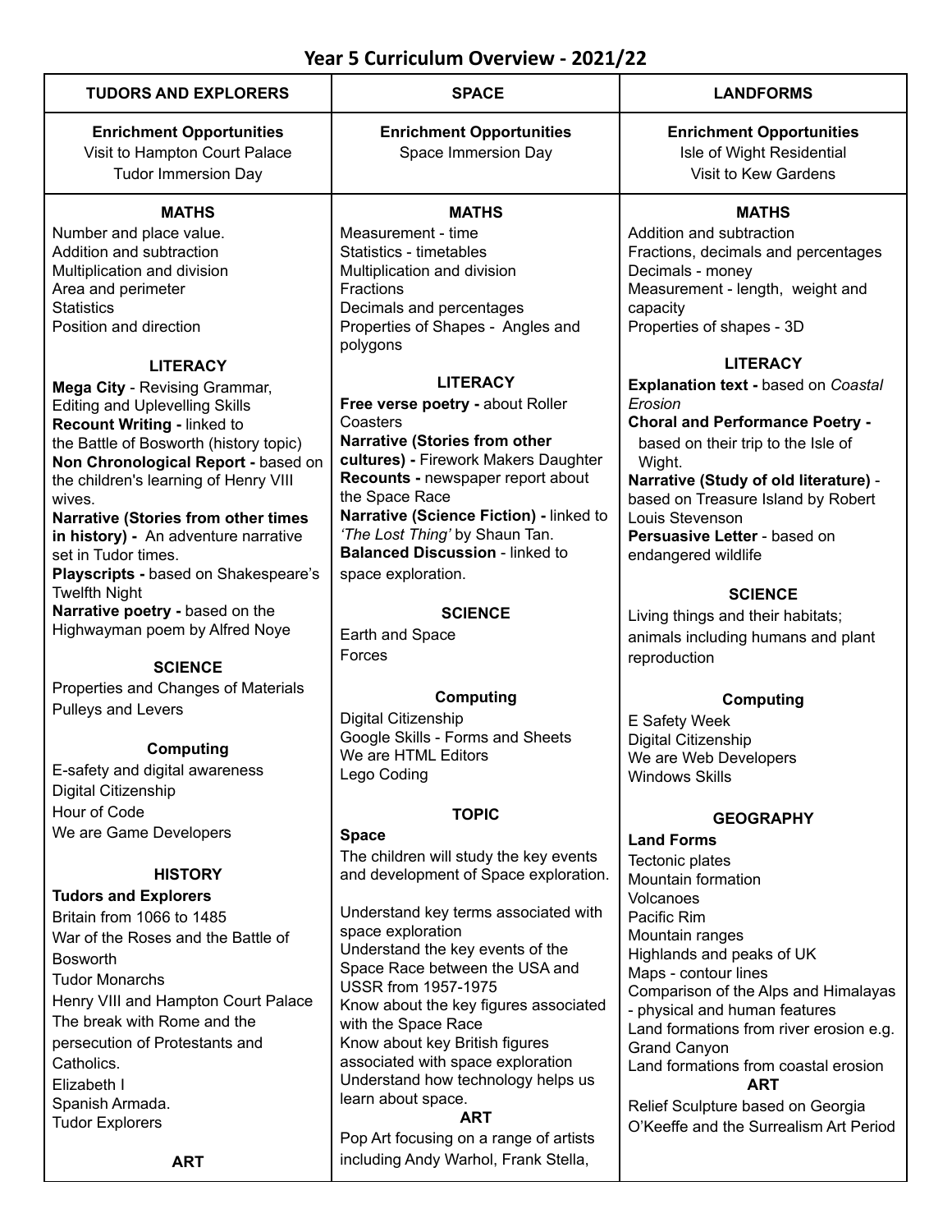# Year 5 Curriculum Overview - 2021/22

| TUDORS AND EXPLORERS | SPACE | LANDFORMS |
|---|---|---|
| **Enrichment Opportunities**<br>Visit to Hampton Court Palace<br>Tudor Immersion Day | **Enrichment Opportunities**<br>Space Immersion Day | **Enrichment Opportunities**<br>Isle of Wight Residential<br>Visit to Kew Gardens |
| **MATHS**<br>Number and place value.<br>Addition and subtraction<br>Multiplication and division<br>Area and perimeter<br>Statistics<br>Position and direction<br><br>**LITERACY**<br>**Mega City** - Revising Grammar, Editing and Uplevelling Skills<br>**Recount Writing -** linked to the Battle of Bosworth (history topic)<br>**Non Chronological Report -** based on the children's learning of Henry VIII wives.<br>**Narrative (Stories from other times in history) -** An adventure narrative set in Tudor times.<br>**Playscripts -** based on Shakespeare's Twelfth Night<br>**Narrative poetry -** based on the Highwayman poem by Alfred Noye<br><br>**SCIENCE**<br>Properties and Changes of Materials<br>Pulleys and Levers<br><br>**Computing**<br>E-safety and digital awareness<br>Digital Citizenship<br>Hour of Code<br>We are Game Developers<br><br>**HISTORY**<br>**Tudors and Explorers**<br>Britain from 1066 to 1485<br>War of the Roses and the Battle of Bosworth<br>Tudor Monarchs<br>Henry VIII and Hampton Court Palace<br>The break with Rome and the persecution of Protestants and Catholics.<br>Elizabeth I<br>Spanish Armada.<br>Tudor Explorers<br><br>**ART** | **MATHS**<br>Measurement - time<br>Statistics - timetables<br>Multiplication and division<br>Fractions<br>Decimals and percentages<br>Properties of Shapes - Angles and polygons<br><br>**LITERACY**<br>**Free verse poetry -** about Roller Coasters<br>**Narrative (Stories from other cultures) -** Firework Makers Daughter<br>**Recounts -** newspaper report about the Space Race<br>**Narrative (Science Fiction) -** linked to *'The Lost Thing'* by Shaun Tan.<br>**Balanced Discussion** - linked to space exploration.<br><br>**SCIENCE**<br>Earth and Space<br>Forces<br><br>**Computing**<br>Digital Citizenship<br>Google Skills - Forms and Sheets<br>We are HTML Editors<br>Lego Coding<br><br>**TOPIC**<br>**Space**<br>The children will study the key events and development of Space exploration.<br><br>Understand key terms associated with space exploration<br>Understand the key events of the Space Race between the USA and USSR from 1957-1975<br>Know about the key figures associated with the Space Race<br>Know about key British figures associated with space exploration<br>Understand how technology helps us learn about space.<br>**ART**<br>Pop Art focusing on a range of artists including Andy Warhol, Frank Stella, | **MATHS**<br>Addition and subtraction<br>Fractions, decimals and percentages<br>Decimals - money<br>Measurement - length, weight and capacity<br>Properties of shapes - 3D<br><br>**LITERACY**<br>**Explanation text -** based on *Coastal Erosion*<br>**Choral and Performance Poetry -** based on their trip to the Isle of Wight.<br>**Narrative (Study of old literature)** - based on Treasure Island by Robert Louis Stevenson<br>**Persuasive Letter** - based on endangered wildlife<br><br>**SCIENCE**<br>Living things and their habitats; animals including humans and plant reproduction<br><br>**Computing**<br>E Safety Week<br>Digital Citizenship<br>We are Web Developers<br>Windows Skills<br><br>**GEOGRAPHY**<br>**Land Forms**<br>Tectonic plates<br>Mountain formation<br>Volcanoes<br>Pacific Rim<br>Mountain ranges<br>Highlands and peaks of UK<br>Maps - contour lines<br>Comparison of the Alps and Himalayas - physical and human features<br>Land formations from river erosion e.g. Grand Canyon<br>Land formations from coastal erosion<br>**ART**<br>Relief Sculpture based on Georgia O'Keeffe and the Surrealism Art Period |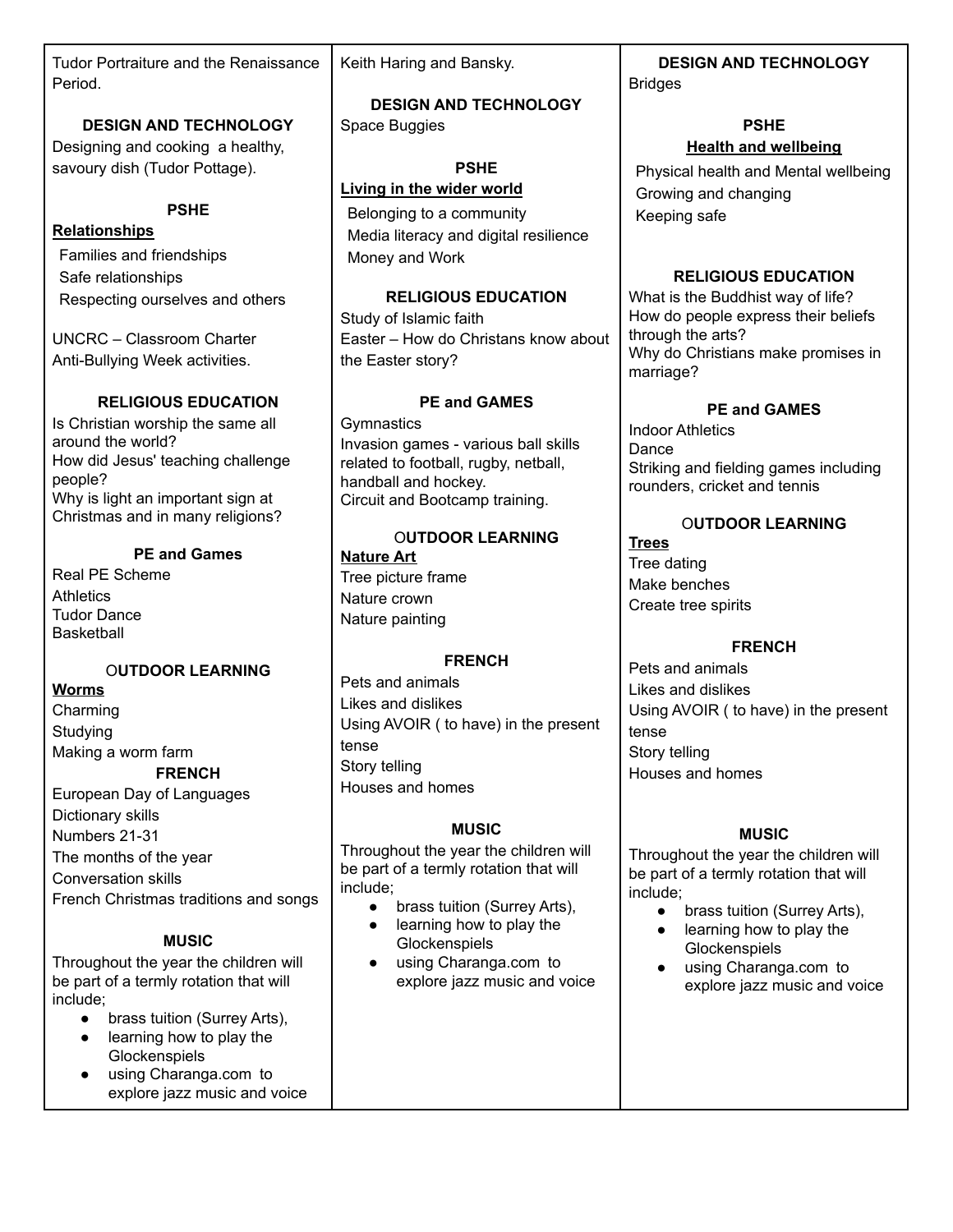| | | |
|---|---|---|
| Tudor Portraiture and the Renaissance Period.<br><br>**DESIGN AND TECHNOLOGY**<br>Designing and cooking a healthy, savoury dish (Tudor Pottage).<br><br>**PSHE**<br>**Relationships**<br>Families and friendships<br>Safe relationships<br>Respecting ourselves and others<br><br>UNCRC – Classroom Charter<br>Anti-Bullying Week activities.<br><br>**RELIGIOUS EDUCATION**<br>Is Christian worship the same all around the world?<br>How did Jesus' teaching challenge people?<br>Why is light an important sign at Christmas and in many religions?<br><br>**PE and Games**<br>Real PE Scheme<br>Athletics<br>Tudor Dance<br>Basketball<br><br>**OUTDOOR LEARNING**<br>**Worms**<br>Charming<br>Studying<br>Making a worm farm<br>**FRENCH**<br>European Day of Languages<br>Dictionary skills<br>Numbers 21-31<br>The months of the year<br>Conversation skills<br>French Christmas traditions and songs<br><br>**MUSIC**<br>Throughout the year the children will be part of a termly rotation that will include;<br>• brass tuition (Surrey Arts),<br>• learning how to play the Glockenspiels<br>• using Charanga.com to explore jazz music and voice | Keith Haring and Bansky.<br><br>**DESIGN AND TECHNOLOGY**<br>Space Buggies<br><br>**PSHE**<br>**Living in the wider world**<br>Belonging to a community<br>Media literacy and digital resilience<br>Money and Work<br><br>**RELIGIOUS EDUCATION**<br>Study of Islamic faith<br>Easter – How do Christans know about the Easter story?<br><br>**PE and GAMES**<br>Gymnastics<br>Invasion games - various ball skills related to football, rugby, netball, handball and hockey.<br>Circuit and Bootcamp training.<br><br>**OUTDOOR LEARNING**<br>**Nature Art**<br>Tree picture frame<br>Nature crown<br>Nature painting<br><br>**FRENCH**<br>Pets and animals<br>Likes and dislikes<br>Using AVOIR ( to have) in the present tense<br>Story telling<br>Houses and homes<br><br>**MUSIC**<br>Throughout the year the children will be part of a termly rotation that will include;<br>• brass tuition (Surrey Arts),<br>• learning how to play the Glockenspiels<br>• using Charanga.com to explore jazz music and voice | **DESIGN AND TECHNOLOGY**<br>Bridges<br><br>**PSHE**<br>**Health and wellbeing**<br>Physical health and Mental wellbeing<br>Growing and changing<br>Keeping safe<br><br>**RELIGIOUS EDUCATION**<br>What is the Buddhist way of life?<br>How do people express their beliefs through the arts?<br>Why do Christians make promises in marriage?<br><br>**PE and GAMES**<br>Indoor Athletics<br>Dance<br>Striking and fielding games including rounders, cricket and tennis<br><br>**OUTDOOR LEARNING**<br>**Trees**<br>Tree dating<br>Make benches<br>Create tree spirits<br><br>**FRENCH**<br>Pets and animals<br>Likes and dislikes<br>Using AVOIR ( to have) in the present tense<br>Story telling<br>Houses and homes<br><br>**MUSIC**<br>Throughout the year the children will be part of a termly rotation that will include;<br>• brass tuition (Surrey Arts),<br>• learning how to play the Glockenspiels<br>• using Charanga.com to explore jazz music and voice |